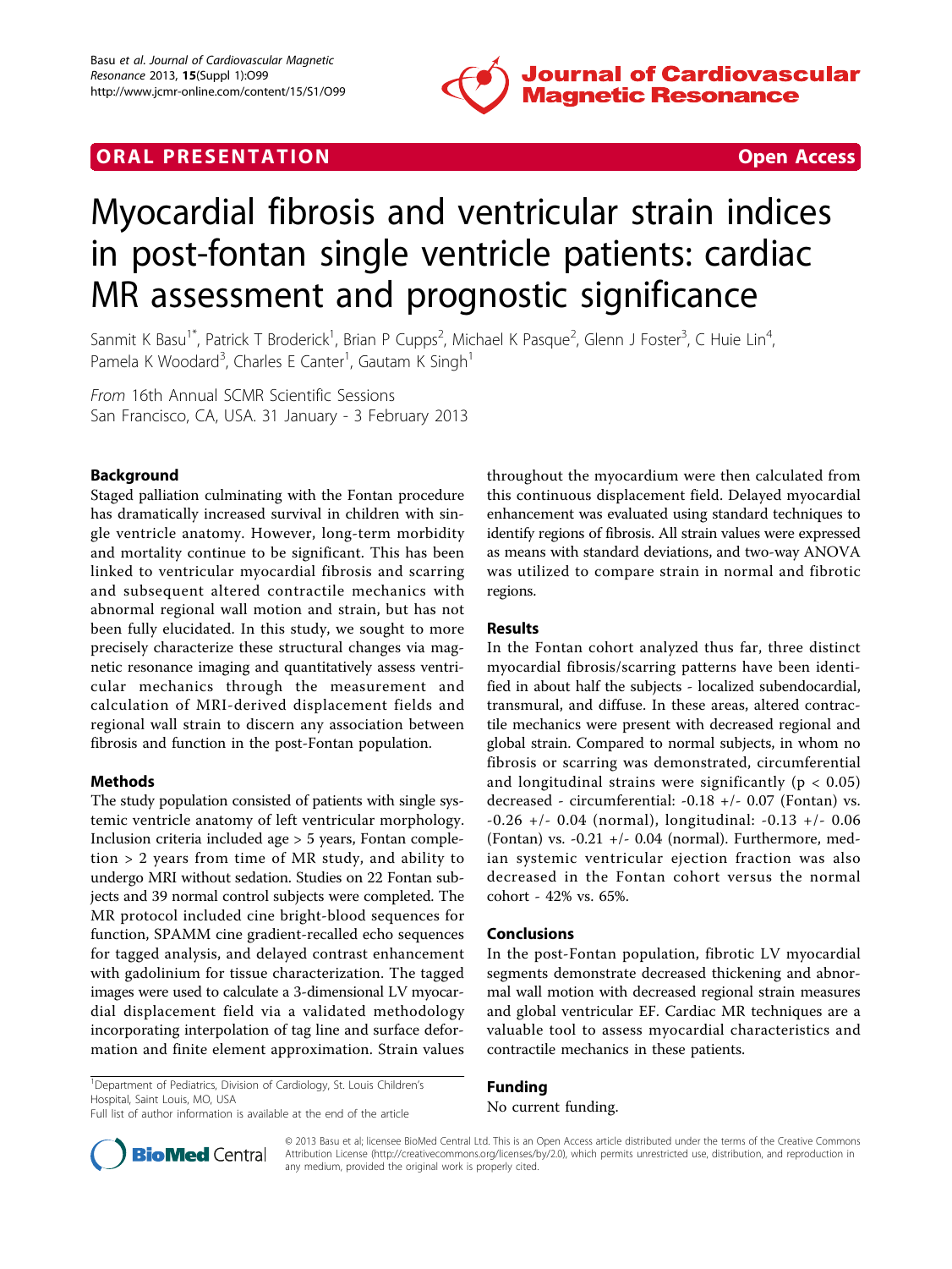**ORAL PRESENTATION** **Open Access**

# Myocardial fibrosis and ventricular strain indices in post-fontan single ventricle patients: cardiac MR assessment and prognostic significance

Sanmit K Basu[1*], Patrick T Broderick[1], Brian P Cupps[2], Michael K Pasque[2], Glenn J Foster[3], C Huie Lin[4], Pamela K Woodard[3], Charles E Canter[1], Gautam K Singh[1]

*From* 16th Annual SCMR Scientific Sessions
San Francisco, CA, USA. 31 January - 3 February 2013

## Background

Staged palliation culminating with the Fontan procedure has dramatically increased survival in children with single ventricle anatomy. However, long-term morbidity and mortality continue to be significant. This has been linked to ventricular myocardial fibrosis and scarring and subsequent altered contractile mechanics with abnormal regional wall motion and strain, but has not been fully elucidated. In this study, we sought to more precisely characterize these structural changes via magnetic resonance imaging and quantitatively assess ventricular mechanics through the measurement and calculation of MRI-derived displacement fields and regional wall strain to discern any association between fibrosis and function in the post-Fontan population.

## Methods

The study population consisted of patients with single systemic ventricle anatomy of left ventricular morphology. Inclusion criteria included age > 5 years, Fontan completion > 2 years from time of MR study, and ability to undergo MRI without sedation. Studies on 22 Fontan subjects and 39 normal control subjects were completed. The MR protocol included cine bright-blood sequences for function, SPAMM cine gradient-recalled echo sequences for tagged analysis, and delayed contrast enhancement with gadolinium for tissue characterization. The tagged images were used to calculate a 3-dimensional LV myocardial displacement field via a validated methodology incorporating interpolation of tag line and surface deformation and finite element approximation. Strain values throughout the myocardium were then calculated from this continuous displacement field. Delayed myocardial enhancement was evaluated using standard techniques to identify regions of fibrosis. All strain values were expressed as means with standard deviations, and two-way ANOVA was utilized to compare strain in normal and fibrotic regions.

## Results

In the Fontan cohort analyzed thus far, three distinct myocardial fibrosis/scarring patterns have been identified in about half the subjects - localized subendocardial, transmural, and diffuse. In these areas, altered contractile mechanics were present with decreased regional and global strain. Compared to normal subjects, in whom no fibrosis or scarring was demonstrated, circumferential and longitudinal strains were significantly ($p < 0.05$) decreased - circumferential: -0.18 +/- 0.07 (Fontan) vs. -0.26 +/- 0.04 (normal), longitudinal: -0.13 +/- 0.06 (Fontan) vs. -0.21 +/- 0.04 (normal). Furthermore, median systemic ventricular ejection fraction was also decreased in the Fontan cohort versus the normal cohort - 42% vs. 65%.

## Conclusions

In the post-Fontan population, fibrotic LV myocardial segments demonstrate decreased thickening and abnormal wall motion with decreased regional strain measures and global ventricular EF. Cardiac MR techniques are a valuable tool to assess myocardial characteristics and contractile mechanics in these patients.

## Funding

No current funding.

[1]Department of Pediatrics, Division of Cardiology, St. Louis Children's Hospital, Saint Louis, MO, USA
Full list of author information is available at the end of the article

© 2013 Basu et al; licensee BioMed Central Ltd. This is an Open Access article distributed under the terms of the Creative Commons Attribution License (http://creativecommons.org/licenses/by/2.0), which permits unrestricted use, distribution, and reproduction in any medium, provided the original work is properly cited.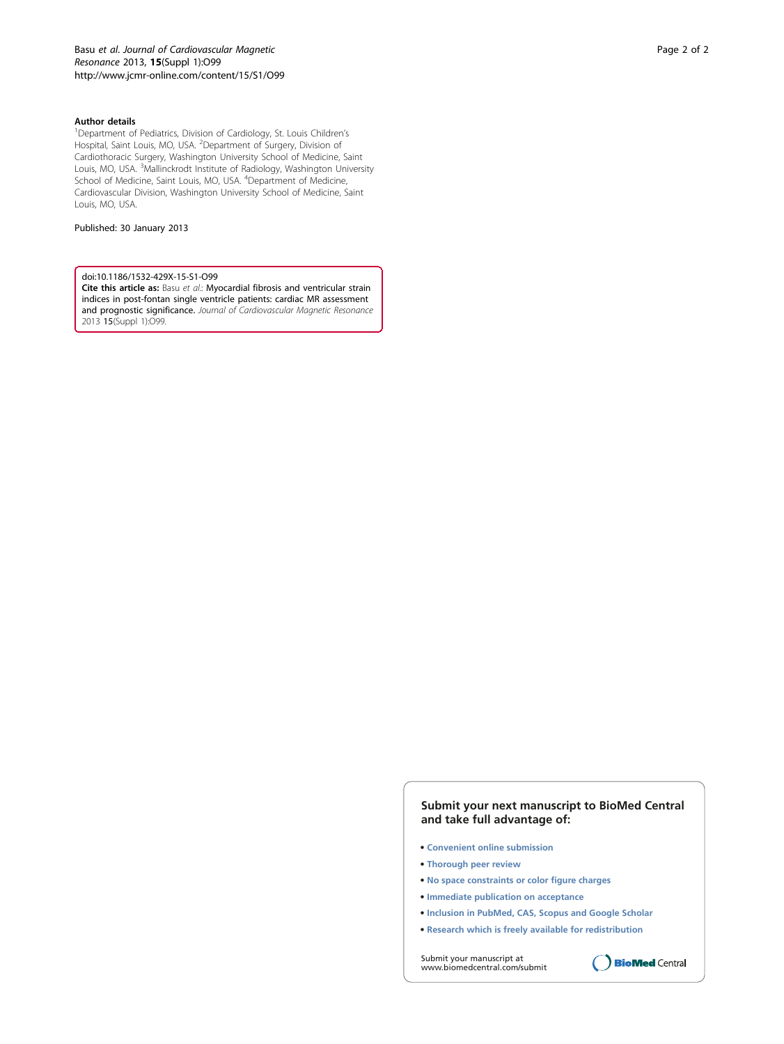#### Author details

[1]Department of Pediatrics, Division of Cardiology, St. Louis Children's Hospital, Saint Louis, MO, USA. [2]Department of Surgery, Division of Cardiothoracic Surgery, Washington University School of Medicine, Saint Louis, MO, USA. [3]Mallinckrodt Institute of Radiology, Washington University School of Medicine, Saint Louis, MO, USA. [4]Department of Medicine, Cardiovascular Division, Washington University School of Medicine, Saint Louis, MO, USA.

Published: 30 January 2013

doi:10.1186/1532-429X-15-S1-O99
**Cite this article as:** Basu *et al.*: Myocardial fibrosis and ventricular strain indices in post-fontan single ventricle patients: cardiac MR assessment and prognostic significance. *Journal of Cardiovascular Magnetic Resonance* 2013 **15**(Suppl 1):O99.

**Submit your next manuscript to BioMed Central and take full advantage of:**

- **Convenient online submission**
- **Thorough peer review**
- **No space constraints or color figure charges**
- **Immediate publication on acceptance**
- **Inclusion in PubMed, CAS, Scopus and Google Scholar**
- **Research which is freely available for redistribution**

Submit your manuscript at
www.biomedcentral.com/submit

BioMed Central